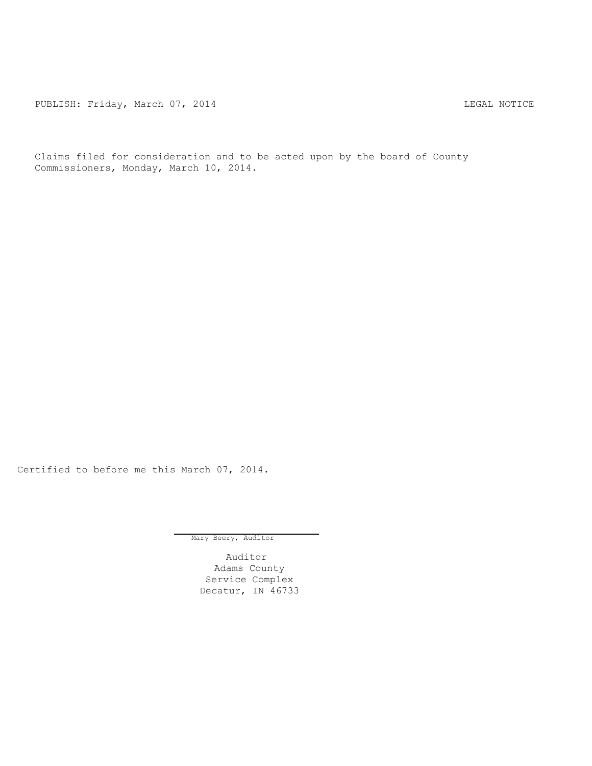PUBLISH: Friday, March 07, 2014 LEGAL NOTICE

Claims filed for consideration and to be acted upon by the board of County Commissioners, Monday, March 10, 2014.

Certified to before me this March 07, 2014.

Mary Beery, Auditor

Auditor
Adams County
Service Complex
Decatur, IN 46733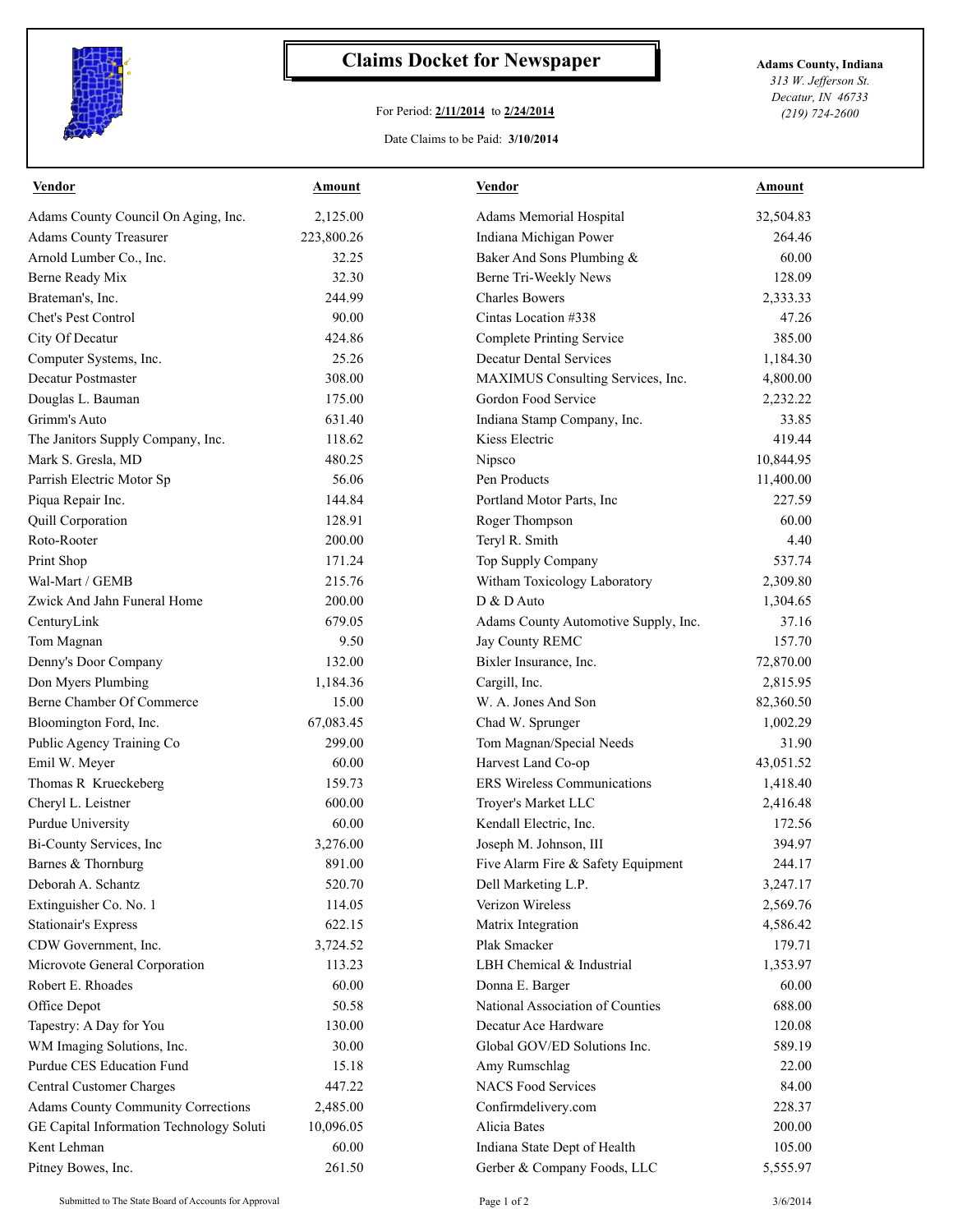# Claims Docket for Newspaper

For Period: **2/11/2014** to **2/24/2014**

Date Claims to be Paid: **3/10/2014**

**Adams County, Indiana**
*313 W. Jefferson St.*
*Decatur, IN 46733*
*(219) 724-2600*

| Vendor | Amount | Vendor | Amount |
|---|---|---|---|
| Adams County Council On Aging, Inc. | 2,125.00 | Adams Memorial Hospital | 32,504.83 |
| Adams County Treasurer | 223,800.26 | Indiana Michigan Power | 264.46 |
| Arnold Lumber Co., Inc. | 32.25 | Baker And Sons Plumbing & | 60.00 |
| Berne Ready Mix | 32.30 | Berne Tri-Weekly News | 128.09 |
| Brateman's, Inc. | 244.99 | Charles Bowers | 2,333.33 |
| Chet's Pest Control | 90.00 | Cintas Location #338 | 47.26 |
| City Of Decatur | 424.86 | Complete Printing Service | 385.00 |
| Computer Systems, Inc. | 25.26 | Decatur Dental Services | 1,184.30 |
| Decatur Postmaster | 308.00 | MAXIMUS Consulting Services, Inc. | 4,800.00 |
| Douglas L. Bauman | 175.00 | Gordon Food Service | 2,232.22 |
| Grimm's Auto | 631.40 | Indiana Stamp Company, Inc. | 33.85 |
| The Janitors Supply Company, Inc. | 118.62 | Kiess Electric | 419.44 |
| Mark S. Gresla, MD | 480.25 | Nipsco | 10,844.95 |
| Parrish Electric Motor Sp | 56.06 | Pen Products | 11,400.00 |
| Piqua Repair Inc. | 144.84 | Portland Motor Parts, Inc | 227.59 |
| Quill Corporation | 128.91 | Roger Thompson | 60.00 |
| Roto-Rooter | 200.00 | Teryl R. Smith | 4.40 |
| Print Shop | 171.24 | Top Supply Company | 537.74 |
| Wal-Mart / GEMB | 215.76 | Witham Toxicology Laboratory | 2,309.80 |
| Zwick And Jahn Funeral Home | 200.00 | D & D Auto | 1,304.65 |
| CenturyLink | 679.05 | Adams County Automotive Supply, Inc. | 37.16 |
| Tom Magnan | 9.50 | Jay County REMC | 157.70 |
| Denny's Door Company | 132.00 | Bixler Insurance, Inc. | 72,870.00 |
| Don Myers Plumbing | 1,184.36 | Cargill, Inc. | 2,815.95 |
| Berne Chamber Of Commerce | 15.00 | W. A. Jones And Son | 82,360.50 |
| Bloomington Ford, Inc. | 67,083.45 | Chad W. Sprunger | 1,002.29 |
| Public Agency Training Co | 299.00 | Tom Magnan/Special Needs | 31.90 |
| Emil W. Meyer | 60.00 | Harvest Land Co-op | 43,051.52 |
| Thomas R Krueckeberg | 159.73 | ERS Wireless Communications | 1,418.40 |
| Cheryl L. Leistner | 600.00 | Troyer's Market LLC | 2,416.48 |
| Purdue University | 60.00 | Kendall Electric, Inc. | 172.56 |
| Bi-County Services, Inc | 3,276.00 | Joseph M. Johnson, III | 394.97 |
| Barnes & Thornburg | 891.00 | Five Alarm Fire & Safety Equipment | 244.17 |
| Deborah A. Schantz | 520.70 | Dell Marketing L.P. | 3,247.17 |
| Extinguisher Co. No. 1 | 114.05 | Verizon Wireless | 2,569.76 |
| Stationair's Express | 622.15 | Matrix Integration | 4,586.42 |
| CDW Government, Inc. | 3,724.52 | Plak Smacker | 179.71 |
| Microvote General Corporation | 113.23 | LBH Chemical & Industrial | 1,353.97 |
| Robert E. Rhoades | 60.00 | Donna E. Barger | 60.00 |
| Office Depot | 50.58 | National Association of Counties | 688.00 |
| Tapestry: A Day for You | 130.00 | Decatur Ace Hardware | 120.08 |
| WM Imaging Solutions, Inc. | 30.00 | Global GOV/ED Solutions Inc. | 589.19 |
| Purdue CES Education Fund | 15.18 | Amy Rumschlag | 22.00 |
| Central Customer Charges | 447.22 | NACS Food Services | 84.00 |
| Adams County Community Corrections | 2,485.00 | Confirmdelivery.com | 228.37 |
| GE Capital Information Technology Soluti | 10,096.05 | Alicia Bates | 200.00 |
| Kent Lehman | 60.00 | Indiana State Dept of Health | 105.00 |
| Pitney Bowes, Inc. | 261.50 | Gerber & Company Foods, LLC | 5,555.97 |

Submitted to The State Board of Accounts for Approval — 3/6/2014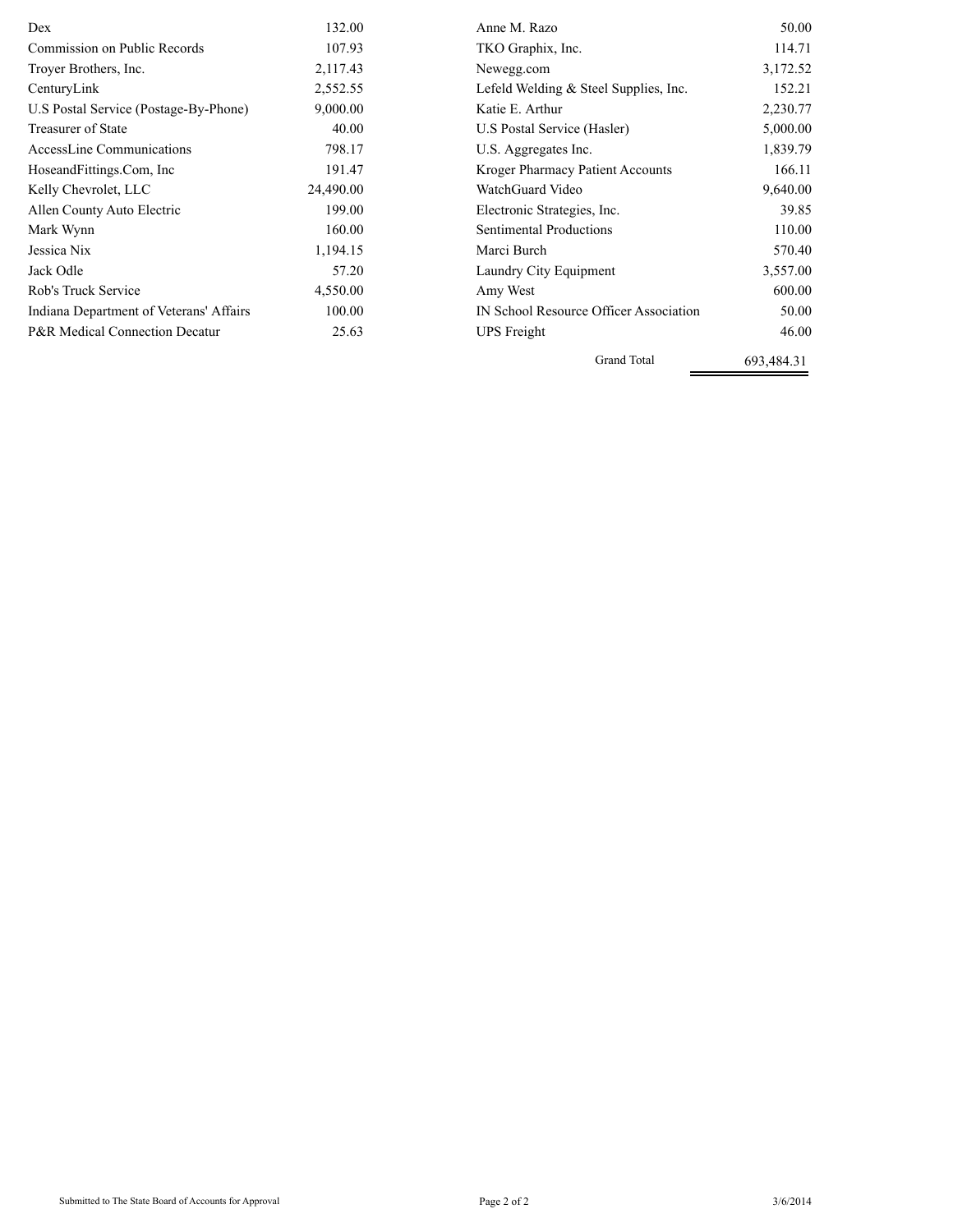| | | | |
|---|---|---|---|
| Dex | 132.00 | Anne M. Razo | 50.00 |
| Commission on Public Records | 107.93 | TKO Graphix, Inc. | 114.71 |
| Troyer Brothers, Inc. | 2,117.43 | Newegg.com | 3,172.52 |
| CenturyLink | 2,552.55 | Lefeld Welding & Steel Supplies, Inc. | 152.21 |
| U.S Postal Service (Postage-By-Phone) | 9,000.00 | Katie E. Arthur | 2,230.77 |
| Treasurer of State | 40.00 | U.S Postal Service (Hasler) | 5,000.00 |
| AccessLine Communications | 798.17 | U.S. Aggregates Inc. | 1,839.79 |
| HoseandFittings.Com, Inc | 191.47 | Kroger Pharmacy Patient Accounts | 166.11 |
| Kelly Chevrolet, LLC | 24,490.00 | WatchGuard Video | 9,640.00 |
| Allen County Auto Electric | 199.00 | Electronic Strategies, Inc. | 39.85 |
| Mark Wynn | 160.00 | Sentimental Productions | 110.00 |
| Jessica Nix | 1,194.15 | Marci Burch | 570.40 |
| Jack Odle | 57.20 | Laundry City Equipment | 3,557.00 |
| Rob's Truck Service | 4,550.00 | Amy West | 600.00 |
| Indiana Department of Veterans' Affairs | 100.00 | IN School Resource Officer Association | 50.00 |
| P&R Medical Connection Decatur | 25.63 | UPS Freight | 46.00 |
| | | Grand Total | 693,484.31 |

Submitted to The State Board of Accounts for Approval

3/6/2014